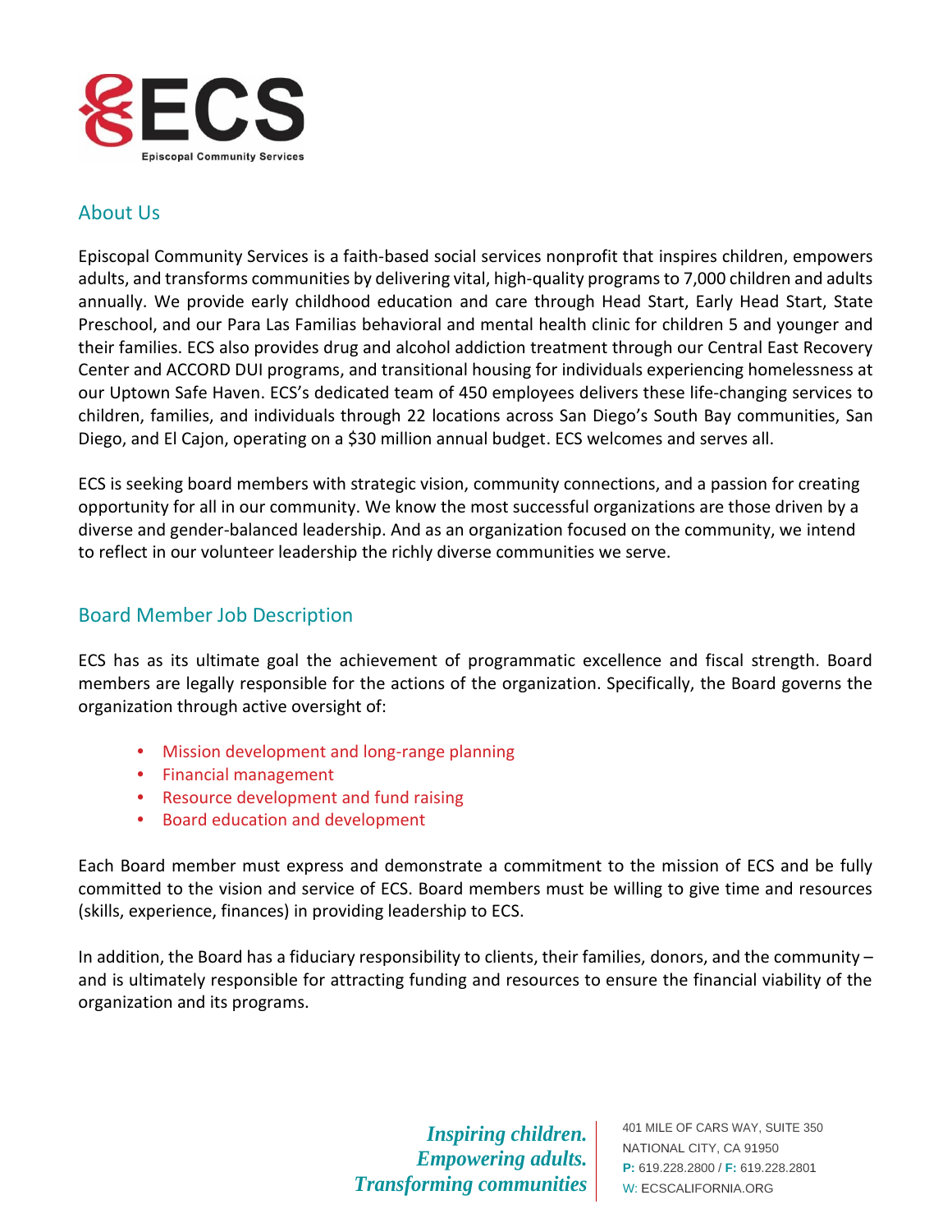ECS

Episcopal Community Services

## About Us

Episcopal Community Services is a faith-based social services nonprofit that inspires children, empowers adults, and transforms communities by delivering vital, high-quality programs to 7,000 children and adults annually. We provide early childhood education and care through Head Start, Early Head Start, State Preschool, and our Para Las Familias behavioral and mental health clinic for children 5 and younger and their families. ECS also provides drug and alcohol addiction treatment through our Central East Recovery Center and ACCORD DUI programs, and transitional housing for individuals experiencing homelessness at our Uptown Safe Haven. ECS's dedicated team of 450 employees delivers these life-changing services to children, families, and individuals through 22 locations across San Diego's South Bay communities, San Diego, and El Cajon, operating on a $30 million annual budget. ECS welcomes and serves all.

ECS is seeking board members with strategic vision, community connections, and a passion for creating opportunity for all in our community. We know the most successful organizations are those driven by a diverse and gender-balanced leadership. And as an organization focused on the community, we intend to reflect in our volunteer leadership the richly diverse communities we serve.

## Board Member Job Description

ECS has as its ultimate goal the achievement of programmatic excellence and fiscal strength. Board members are legally responsible for the actions of the organization. Specifically, the Board governs the organization through active oversight of:

- Mission development and long-range planning
- Financial management
- Resource development and fund raising
- Board education and development

Each Board member must express and demonstrate a commitment to the mission of ECS and be fully committed to the vision and service of ECS. Board members must be willing to give time and resources (skills, experience, finances) in providing leadership to ECS.

In addition, the Board has a fiduciary responsibility to clients, their families, donors, and the community – and is ultimately responsible for attracting funding and resources to ensure the financial viability of the organization and its programs.

*Inspiring children.*
*Empowering adults.*
*Transforming communities*

401 MILE OF CARS WAY, SUITE 350
NATIONAL CITY, CA 91950
**P:** 619.228.2800 / **F:** 619.228.2801
W: ECSCALIFORNIA.ORG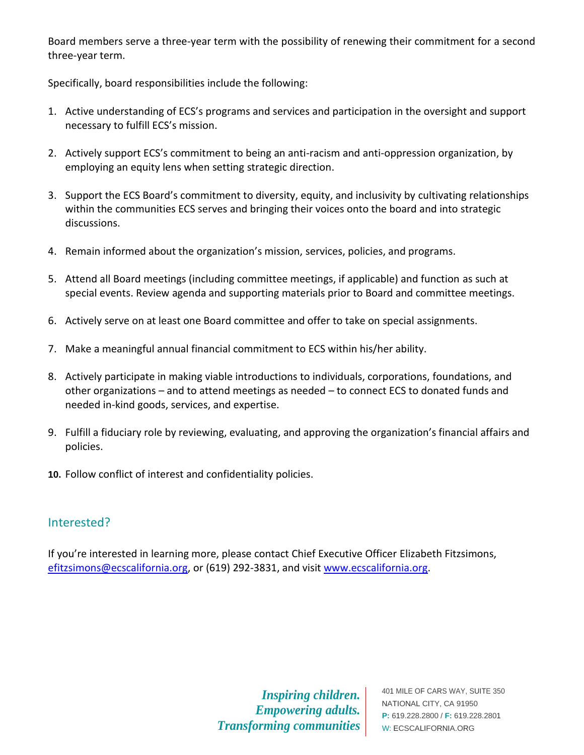Board members serve a three-year term with the possibility of renewing their commitment for a second three-year term.

Specifically, board responsibilities include the following:

1. Active understanding of ECS's programs and services and participation in the oversight and support necessary to fulfill ECS's mission.

2. Actively support ECS's commitment to being an anti-racism and anti-oppression organization, by employing an equity lens when setting strategic direction.

3. Support the ECS Board's commitment to diversity, equity, and inclusivity by cultivating relationships within the communities ECS serves and bringing their voices onto the board and into strategic discussions.

4. Remain informed about the organization's mission, services, policies, and programs.

5. Attend all Board meetings (including committee meetings, if applicable) and function as such at special events. Review agenda and supporting materials prior to Board and committee meetings.

6. Actively serve on at least one Board committee and offer to take on special assignments.

7. Make a meaningful annual financial commitment to ECS within his/her ability.

8. Actively participate in making viable introductions to individuals, corporations, foundations, and other organizations – and to attend meetings as needed – to connect ECS to donated funds and needed in-kind goods, services, and expertise.

9. Fulfill a fiduciary role by reviewing, evaluating, and approving the organization's financial affairs and policies.

10. Follow conflict of interest and confidentiality policies.

## Interested?

If you're interested in learning more, please contact Chief Executive Officer Elizabeth Fitzsimons, efitzsimons@ecscalifornia.org, or (619) 292-3831, and visit www.ecscalifornia.org.

***Inspiring children.***
***Empowering adults.***
***Transforming communities***

401 MILE OF CARS WAY, SUITE 350
NATIONAL CITY, CA 91950
**P:** 619.228.2800 / **F:** 619.228.2801
W: ECSCALIFORNIA.ORG